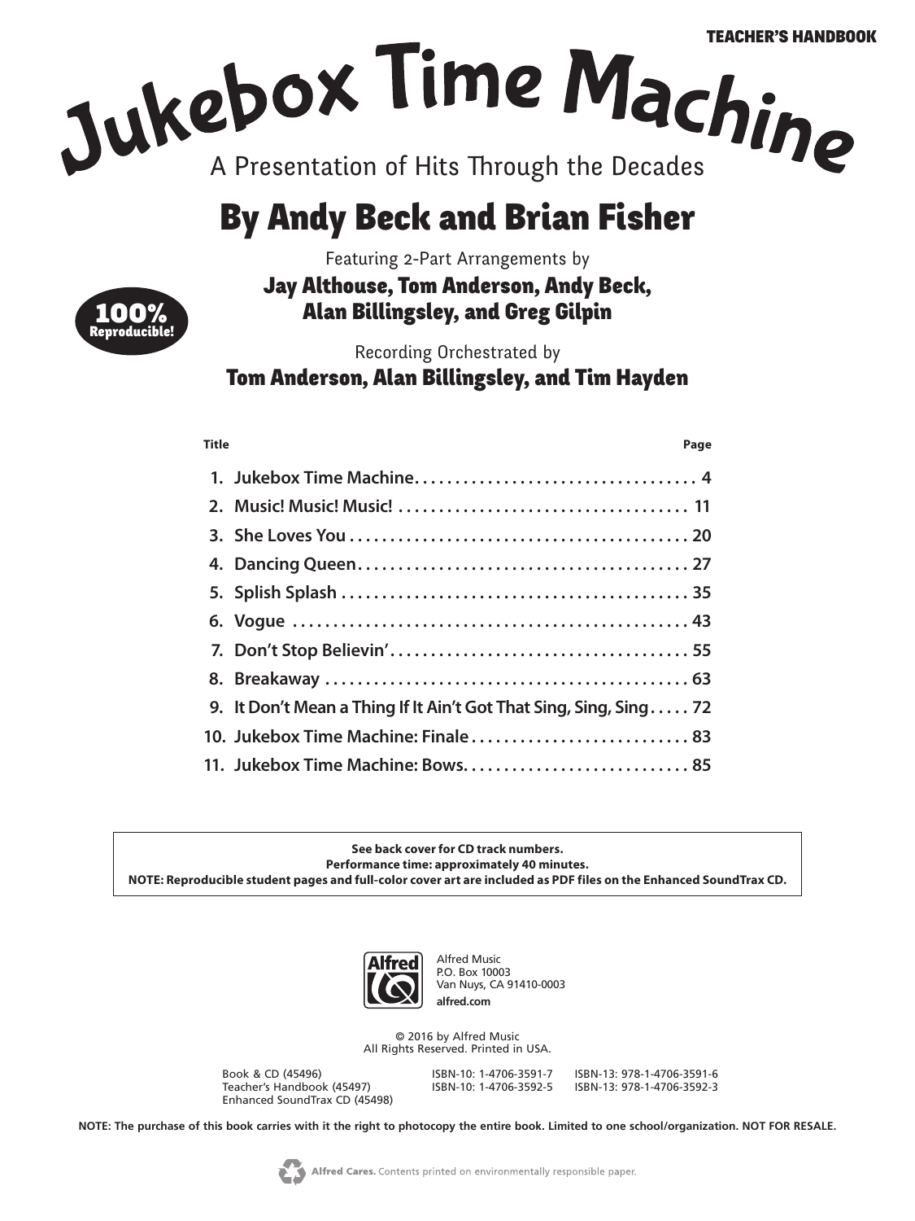TEACHER'S HANDBOOK

# Jukebox Time Machine

A Presentation of Hits Through the Decades

## By Andy Beck and Brian Fisher

Featuring 2-Part Arrangements by

**Jay Althouse, Tom Anderson, Andy Beck, Alan Billingsley, and Greg Gilpin**

**100% Reproducible!**

Recording Orchestrated by

**Tom Anderson, Alan Billingsley, and Tim Hayden**

| Title | Page |
|---|---|
| 1. Jukebox Time Machine | 4 |
| 2. Music! Music! Music! | 11 |
| 3. She Loves You | 20 |
| 4. Dancing Queen | 27 |
| 5. Splish Splash | 35 |
| 6. Vogue | 43 |
| 7. Don't Stop Believin' | 55 |
| 8. Breakaway | 63 |
| 9. It Don't Mean a Thing If It Ain't Got That Sing, Sing, Sing | 72 |
| 10. Jukebox Time Machine: Finale | 83 |
| 11. Jukebox Time Machine: Bows | 85 |

**See back cover for CD track numbers.**
**Performance time: approximately 40 minutes.**
**NOTE: Reproducible student pages and full-color cover art are included as PDF files on the Enhanced SoundTrax CD.**

Alfred Music
P.O. Box 10003
Van Nuys, CA 91410-0003
**alfred.com**

© 2016 by Alfred Music
All Rights Reserved. Printed in USA.

| | | |
|---|---|---|
| Book & CD (45496) | ISBN-10: 1-4706-3591-7 | ISBN-13: 978-1-4706-3591-6 |
| Teacher's Handbook (45497) | ISBN-10: 1-4706-3592-5 | ISBN-13: 978-1-4706-3592-3 |
| Enhanced SoundTrax CD (45498) | | |

**NOTE: The purchase of this book carries with it the right to photocopy the entire book. Limited to one school/organization. NOT FOR RESALE.**

**Alfred Cares.** Contents printed on environmentally responsible paper.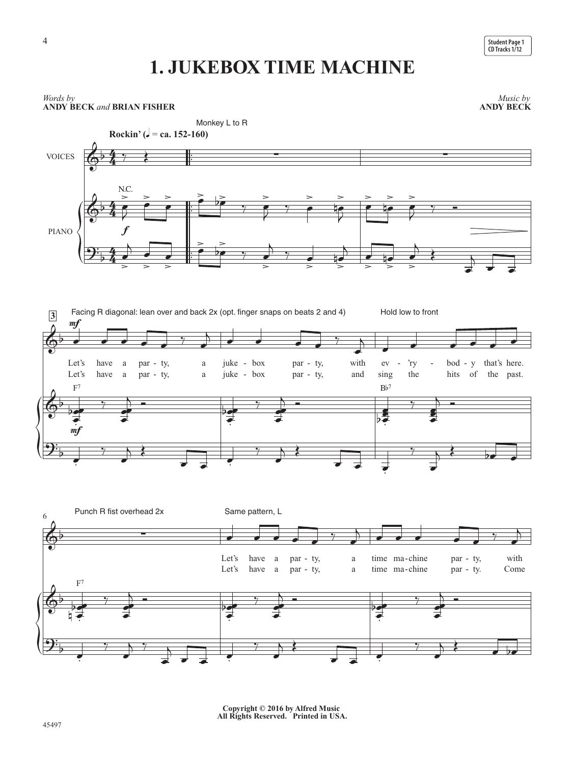Student Page 1
CD Tracks 1/12

# 1. JUKEBOX TIME MACHINE

*Words by*
**ANDY BECK** *and* **BRIAN FISHER**

*Music by*
**ANDY BECK**

Copyright © 2016 by Alfred Music
All Rights Reserved. Printed in USA.

45497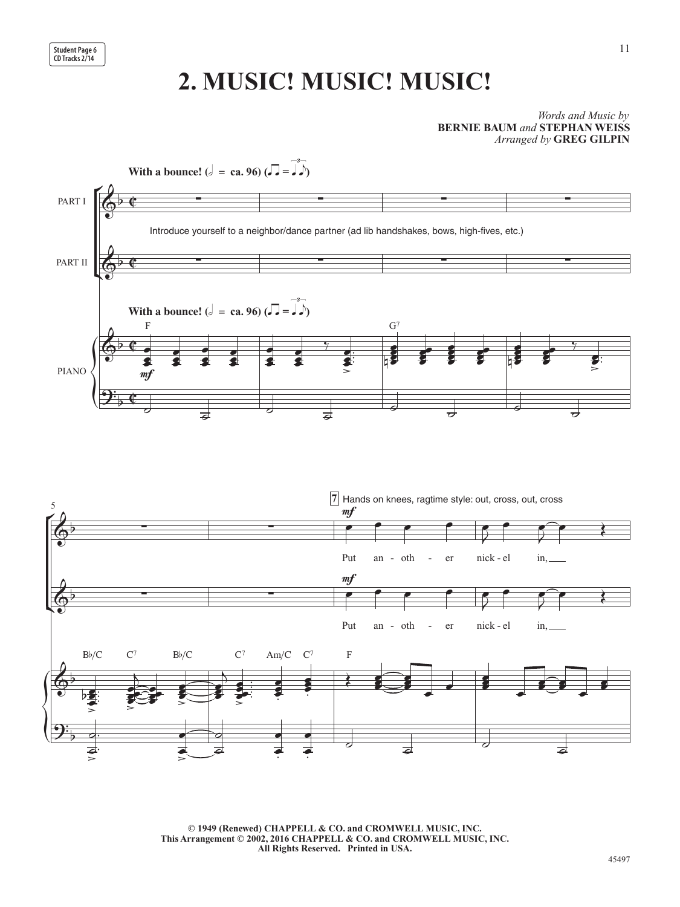Student Page 6
CD Tracks 2/14

# 2. MUSIC! MUSIC! MUSIC!

*Words and Music by*
**BERNIE BAUM** *and* **STEPHAN WEISS**
*Arranged by* **GREG GILPIN**

**With a bounce!** (half note = ca. 96)

PART I

Introduce yourself to a neighbor/dance partner (ad lib handshakes, bows, high-fives, etc.)

PART II

PIANO

F — G7

5

Bb/C — C7 — Bb/C — C7 — Am/C — C7 — F

7 Hands on knees, ragtime style: out, cross, out, cross

*mf*

Put an - oth - er nick - el in,

© 1949 (Renewed) CHAPPELL & CO. and CROMWELL MUSIC, INC.
This Arrangement © 2002, 2016 CHAPPELL & CO. and CROMWELL MUSIC, INC.
All Rights Reserved. Printed in USA.

45497